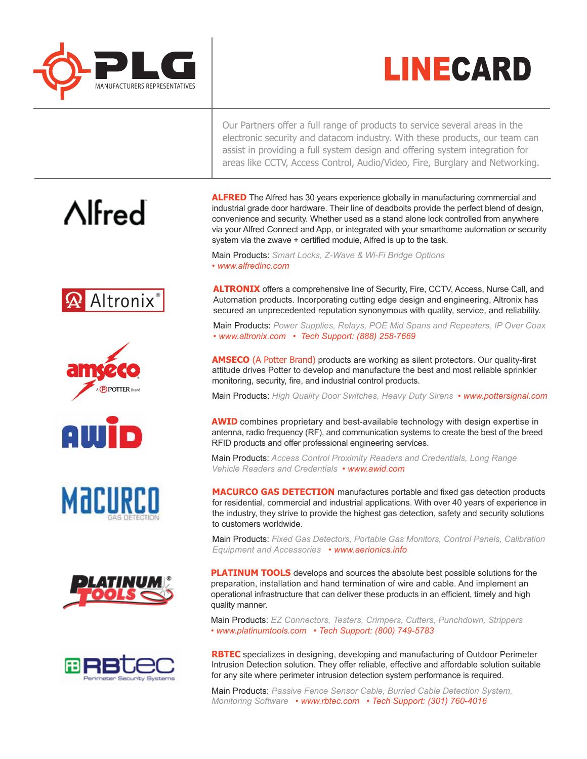# PLG MANUFACTURERS REPRESENTATIVES

# LINECARD

Our Partners offer a full range of products to service several areas in the electronic security and datacom industry. With these products, our team can assist in providing a full system design and offering system integration for areas like CCTV, Access Control, Audio/Video, Fire, Burglary and Networking.

**ALFRED** The Alfred has 30 years experience globally in manufacturing commercial and industrial grade door hardware. Their line of deadbolts provide the perfect blend of design, convenience and security. Whether used as a stand alone lock controlled from anywhere via your Alfred Connect and App, or integrated with your smarthome automation or security system via the zwave + certified module, Alfred is up to the task.

Main Products: *Smart Locks, Z-Wave & Wi-Fi Bridge Options*
*• www.alfredinc.com*

**ALTRONIX** offers a comprehensive line of Security, Fire, CCTV, Access, Nurse Call, and Automation products. Incorporating cutting edge design and engineering, Altronix has secured an unprecedented reputation synonymous with quality, service, and reliability.

Main Products: *Power Supplies, Relays, POE Mid Spans and Repeaters, IP Over Coax*
*• www.altronix.com • Tech Support: (888) 258-7669*

**AMSECO** (A Potter Brand) products are working as silent protectors. Our quality-first attitude drives Potter to develop and manufacture the best and most reliable sprinkler monitoring, security, fire, and industrial control products.

Main Products: *High Quality Door Switches, Heavy Duty Sirens • www.pottersignal.com*

**AWID** combines proprietary and best-available technology with design expertise in antenna, radio frequency (RF), and communication systems to create the best of the breed RFID products and offer professional engineering services.

Main Products: *Access Control Proximity Readers and Credentials, Long Range Vehicle Readers and Credentials • www.awid.com*

**MACURCO GAS DETECTION** manufactures portable and fixed gas detection products for residential, commercial and industrial applications. With over 40 years of experience in the industry, they strive to provide the highest gas detection, safety and security solutions to customers worldwide.

Main Products: *Fixed Gas Detectors, Portable Gas Monitors, Control Panels, Calibration Equipment and Accessories • www.aerionics.info*

**PLATINUM TOOLS** develops and sources the absolute best possible solutions for the preparation, installation and hand termination of wire and cable. And implement an operational infrastructure that can deliver these products in an efficient, timely and high quality manner.

Main Products: *EZ Connectors, Testers, Crimpers, Cutters, Punchdown, Strippers*
*• www.platinumtools.com • Tech Support: (800) 749-5783*

**RBTEC** specializes in designing, developing and manufacturing of Outdoor Perimeter Intrusion Detection solution. They offer reliable, effective and affordable solution suitable for any site where perimeter intrusion detection system performance is required.

Main Products: *Passive Fence Sensor Cable, Burried Cable Detection System, Monitoring Software • www.rbtec.com • Tech Support: (301) 760-4016*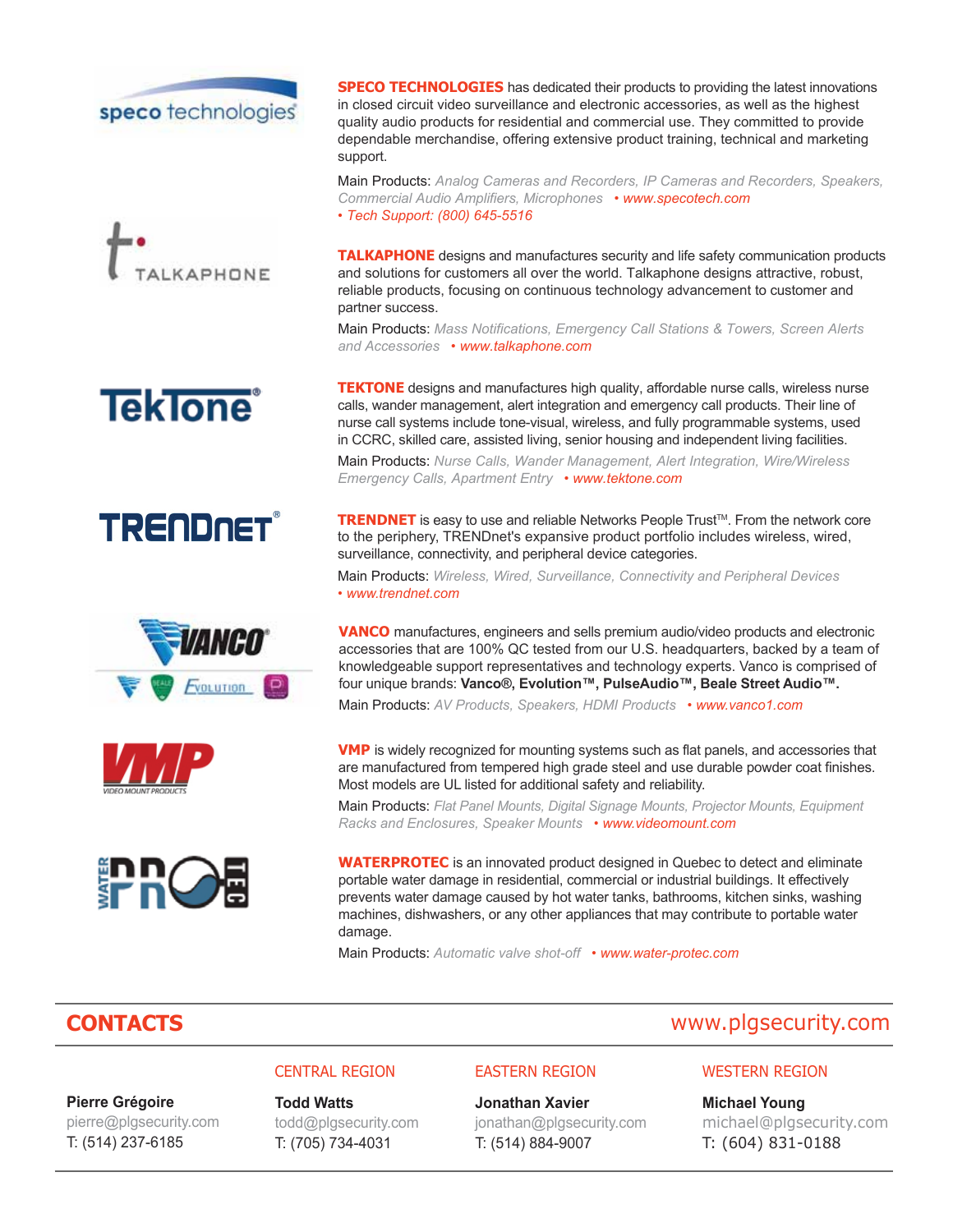**SPECO TECHNOLOGIES** has dedicated their products to providing the latest innovations in closed circuit video surveillance and electronic accessories, as well as the highest quality audio products for residential and commercial use. They committed to provide dependable merchandise, offering extensive product training, technical and marketing support.

Main Products: *Analog Cameras and Recorders, IP Cameras and Recorders, Speakers, Commercial Audio Amplifiers, Microphones* • *www.specotech.com* • *Tech Support: (800) 645-5516*

**TALKAPHONE** designs and manufactures security and life safety communication products and solutions for customers all over the world. Talkaphone designs attractive, robust, reliable products, focusing on continuous technology advancement to customer and partner success.

Main Products: *Mass Notifications, Emergency Call Stations & Towers, Screen Alerts and Accessories* • *www.talkaphone.com*

**TEKTONE** designs and manufactures high quality, affordable nurse calls, wireless nurse calls, wander management, alert integration and emergency call products. Their line of nurse call systems include tone-visual, wireless, and fully programmable systems, used in CCRC, skilled care, assisted living, senior housing and independent living facilities.

Main Products: *Nurse Calls, Wander Management, Alert Integration, Wire/Wireless Emergency Calls, Apartment Entry* • *www.tektone.com*

**TRENDNET** is easy to use and reliable Networks People Trust™. From the network core to the periphery, TRENDnet's expansive product portfolio includes wireless, wired, surveillance, connectivity, and peripheral device categories.

Main Products: *Wireless, Wired, Surveillance, Connectivity and Peripheral Devices* • *www.trendnet.com*

**VANCO** manufactures, engineers and sells premium audio/video products and electronic accessories that are 100% QC tested from our U.S. headquarters, backed by a team of knowledgeable support representatives and technology experts. Vanco is comprised of four unique brands: **Vanco®, Evolution™, PulseAudio™, Beale Street Audio™.**

Main Products: *AV Products, Speakers, HDMI Products* • *www.vanco1.com*

**VMP** is widely recognized for mounting systems such as flat panels, and accessories that are manufactured from tempered high grade steel and use durable powder coat finishes. Most models are UL listed for additional safety and reliability.

Main Products: *Flat Panel Mounts, Digital Signage Mounts, Projector Mounts, Equipment Racks and Enclosures, Speaker Mounts* • *www.videomount.com*

**WATERPROTEC** is an innovated product designed in Quebec to detect and eliminate portable water damage in residential, commercial or industrial buildings. It effectively prevents water damage caused by hot water tanks, bathrooms, kitchen sinks, washing machines, dishwashers, or any other appliances that may contribute to portable water damage.

Main Products: *Automatic valve shot-off* • *www.water-protec.com*

## CONTACTS

www.plgsecurity.com

| | CENTRAL REGION | EASTERN REGION | WESTERN REGION |
|---|---|---|---|
| **Pierre Grégoire** | **Todd Watts** | **Jonathan Xavier** | **Michael Young** |
| pierre@plgsecurity.com | todd@plgsecurity.com | jonathan@plgsecurity.com | michael@plgsecurity.com |
| T: (514) 237-6185 | T: (705) 734-4031 | T: (514) 884-9007 | T: (604) 831-0188 |